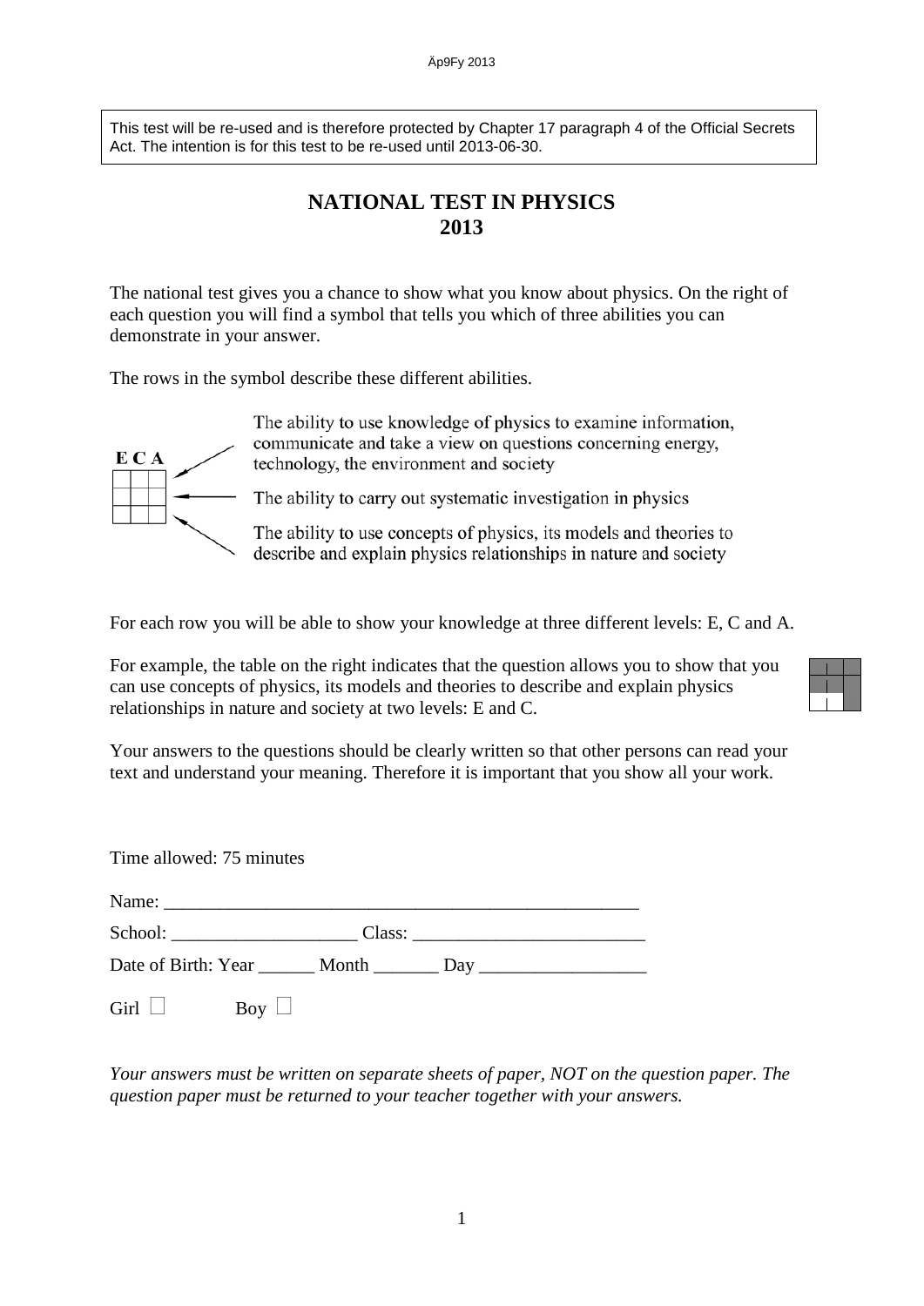This test will be re-used and is therefore protected by Chapter 17 paragraph 4 of the Official Secrets Act. The intention is for this test to be re-used until 2013-06-30.

# NATIONAL TEST IN PHYSICS 2013

The national test gives you a chance to show what you know about physics. On the right of each question you will find a symbol that tells you which of three abilities you can demonstrate in your answer.

The rows in the symbol describe these different abilities.

| E | C | A | |
|---|---|---|---|
| | | | The ability to use knowledge of physics to examine information, communicate and take a view on questions concerning energy, technology, the environment and society |
| | | | The ability to carry out systematic investigation in physics |
| | | | The ability to use concepts of physics, its models and theories to describe and explain physics relationships in nature and society |

For each row you will be able to show your knowledge at three different levels: E, C and A.

For example, the table on the right indicates that the question allows you to show that you can use concepts of physics, its models and theories to describe and explain physics relationships in nature and society at two levels: E and C.

Your answers to the questions should be clearly written so that other persons can read your text and understand your meaning. Therefore it is important that you show all your work.

Time allowed: 75 minutes

Name: ___________________________________________________

School: ____________________ Class: _________________________

Date of Birth: Year ______ Month _______ Day __________________

Girl ☐ Boy ☐

*Your answers must be written on separate sheets of paper, NOT on the question paper. The question paper must be returned to your teacher together with your answers.*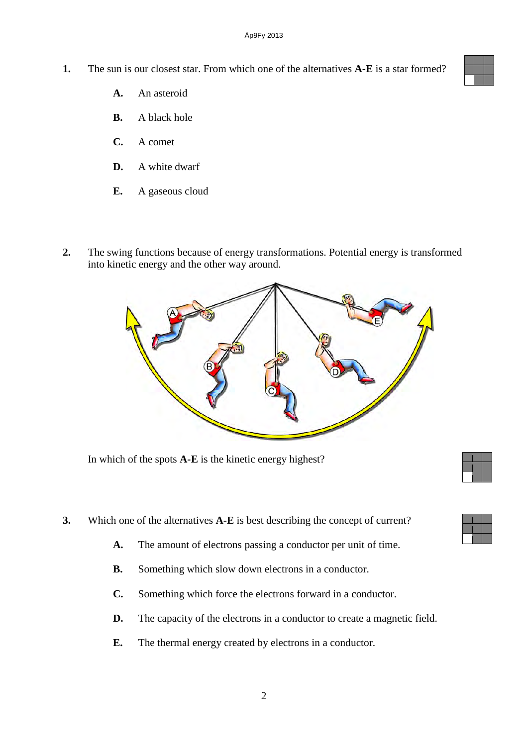**1.** The sun is our closest star. From which one of the alternatives **A-E** is a star formed?

- **A.** An asteroid
- **B.** A black hole
- **C.** A comet
- **D.** A white dwarf
- **E.** A gaseous cloud

**2.** The swing functions because of energy transformations. Potential energy is transformed into kinetic energy and the other way around.

In which of the spots **A-E** is the kinetic energy highest?

**3.** Which one of the alternatives **A-E** is best describing the concept of current?

- **A.** The amount of electrons passing a conductor per unit of time.
- **B.** Something which slow down electrons in a conductor.
- **C.** Something which force the electrons forward in a conductor.
- **D.** The capacity of the electrons in a conductor to create a magnetic field.
- **E.** The thermal energy created by electrons in a conductor.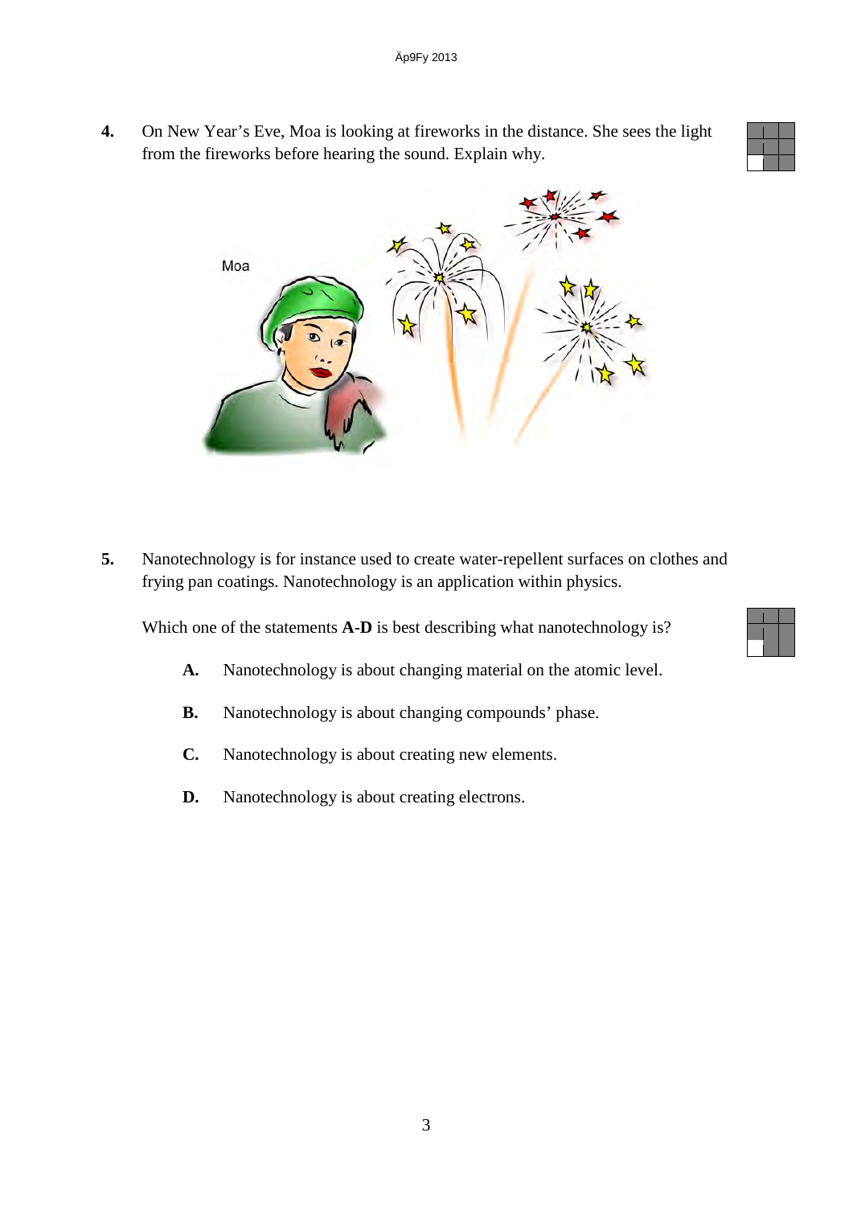**4.** On New Year's Eve, Moa is looking at fireworks in the distance. She sees the light from the fireworks before hearing the sound. Explain why.

**5.** Nanotechnology is for instance used to create water-repellent surfaces on clothes and frying pan coatings. Nanotechnology is an application within physics.

Which one of the statements **A-D** is best describing what nanotechnology is?

- **A.** Nanotechnology is about changing material on the atomic level.
- **B.** Nanotechnology is about changing compounds' phase.
- **C.** Nanotechnology is about creating new elements.
- **D.** Nanotechnology is about creating electrons.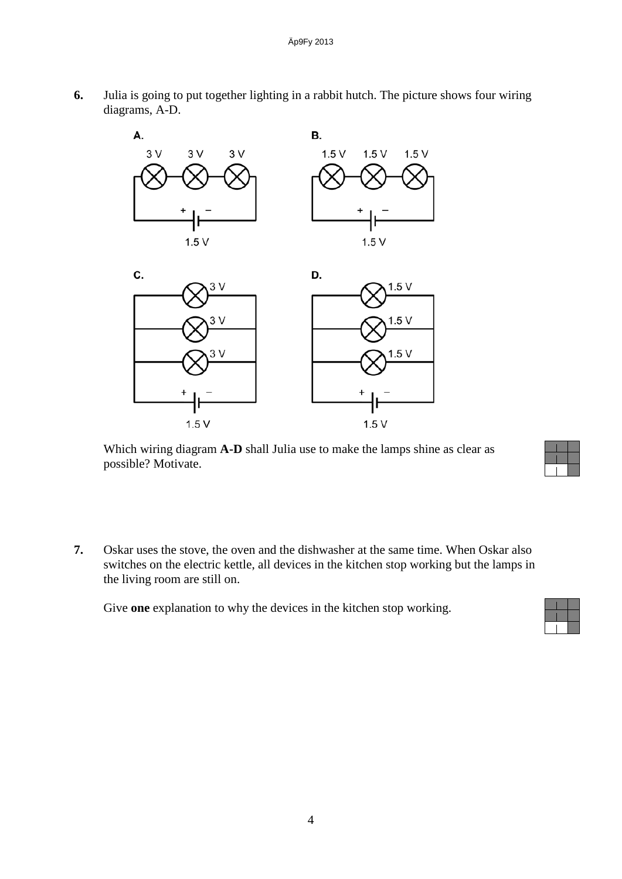**6.** Julia is going to put together lighting in a rabbit hutch. The picture shows four wiring diagrams, A-D.

**A.** 3 V, 3 V, 3 V; 1.5 V

**B.** 1.5 V, 1.5 V, 1.5 V; 1.5 V

**C.** 3 V, 3 V, 3 V; 1.5 V

**D.** 1.5 V, 1.5 V, 1.5 V; 1.5 V

Which wiring diagram **A**-**D** shall Julia use to make the lamps shine as clear as possible? Motivate.

**7.** Oskar uses the stove, the oven and the dishwasher at the same time. When Oskar also switches on the electric kettle, all devices in the kitchen stop working but the lamps in the living room are still on.

Give **one** explanation to why the devices in the kitchen stop working.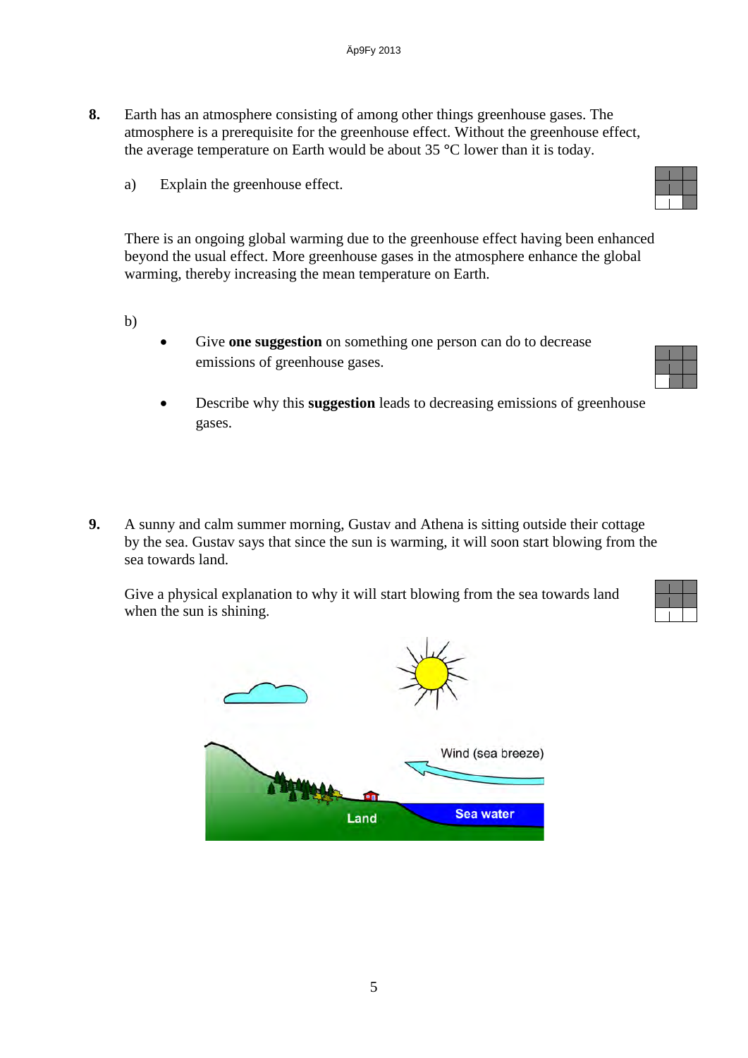**8.** Earth has an atmosphere consisting of among other things greenhouse gases. The atmosphere is a prerequisite for the greenhouse effect. Without the greenhouse effect, the average temperature on Earth would be about 35 °C lower than it is today.

a) Explain the greenhouse effect.

There is an ongoing global warming due to the greenhouse effect having been enhanced beyond the usual effect. More greenhouse gases in the atmosphere enhance the global warming, thereby increasing the mean temperature on Earth.

b)

- Give **one suggestion** on something one person can do to decrease emissions of greenhouse gases.

- Describe why this **suggestion** leads to decreasing emissions of greenhouse gases.

**9.** A sunny and calm summer morning, Gustav and Athena is sitting outside their cottage by the sea. Gustav says that since the sun is warming, it will soon start blowing from the sea towards land.

Give a physical explanation to why it will start blowing from the sea towards land when the sun is shining.

Wind (sea breeze)

Land

Sea water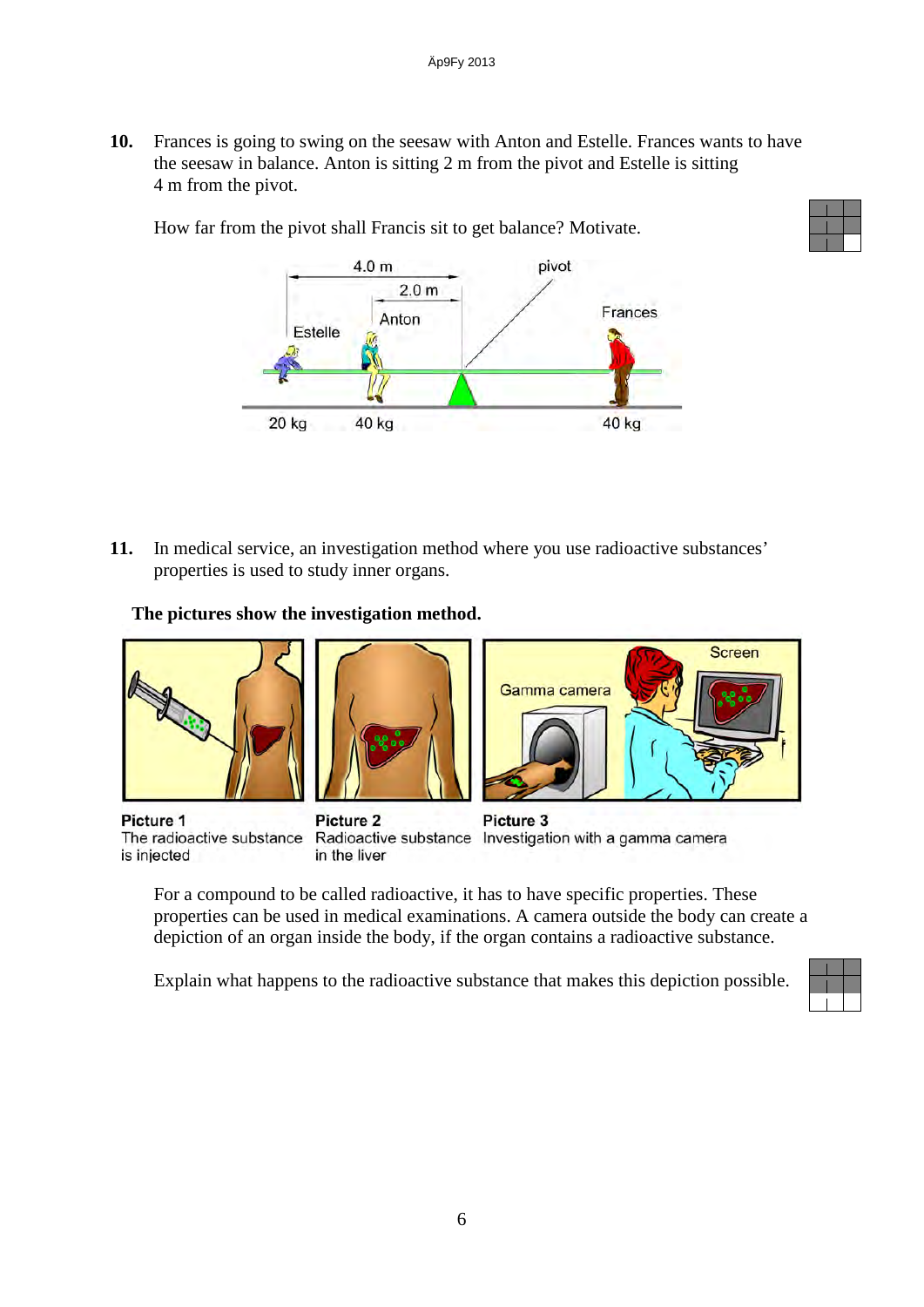**10.** Frances is going to swing on the seesaw with Anton and Estelle. Frances wants to have the seesaw in balance. Anton is sitting 2 m from the pivot and Estelle is sitting 4 m from the pivot.

How far from the pivot shall Francis sit to get balance? Motivate.

4.0 m

2.0 m

pivot

Anton

Estelle

Frances

20 kg    40 kg    40 kg

**11.** In medical service, an investigation method where you use radioactive substances' properties is used to study inner organs.

**The pictures show the investigation method.**

Gamma camera

Screen

**Picture 1**
The radioactive substance is injected

**Picture 2**
Radioactive substance in the liver

**Picture 3**
Investigation with a gamma camera

For a compound to be called radioactive, it has to have specific properties. These properties can be used in medical examinations. A camera outside the body can create a depiction of an organ inside the body, if the organ contains a radioactive substance.

Explain what happens to the radioactive substance that makes this depiction possible.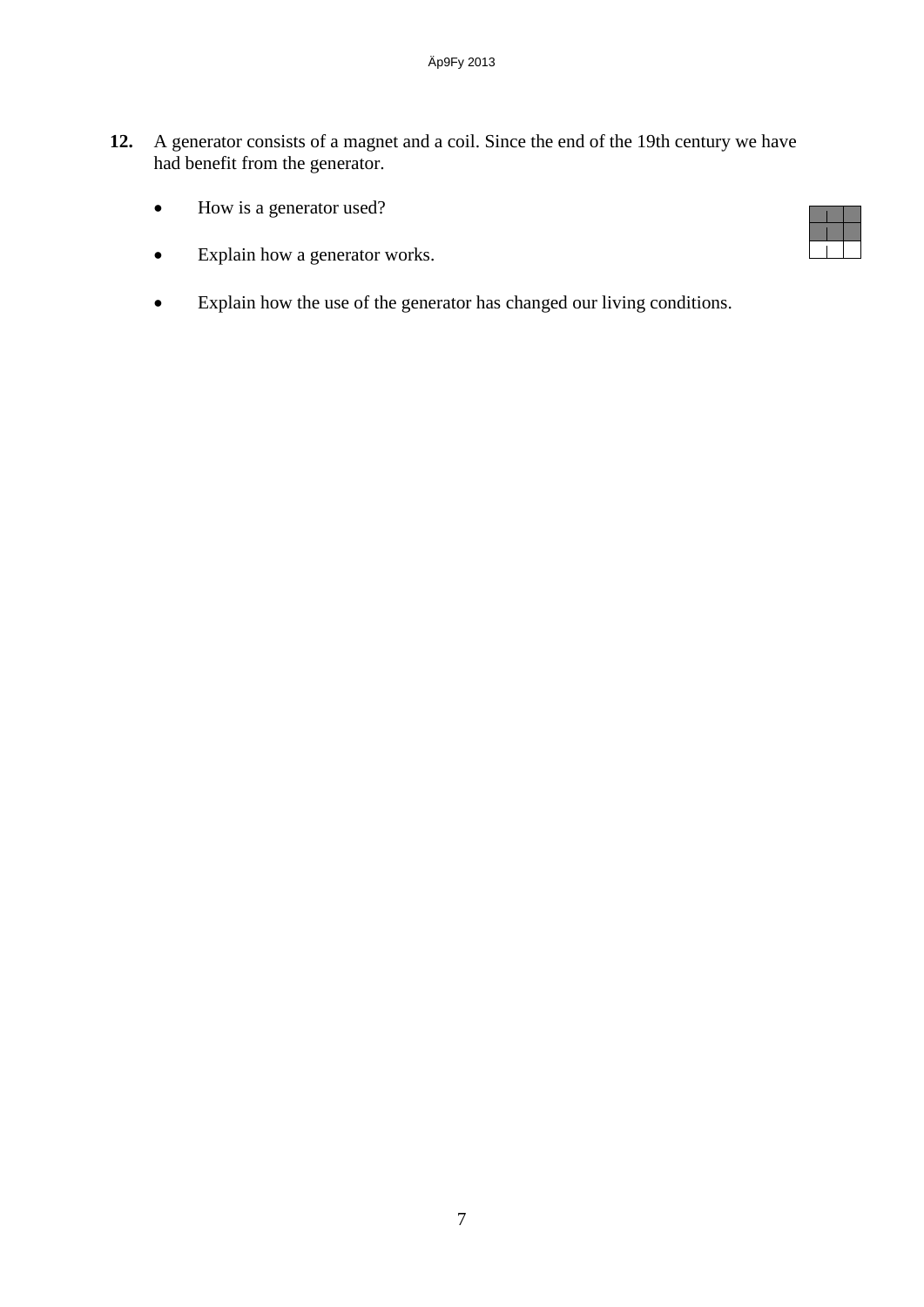**12.** A generator consists of a magnet and a coil. Since the end of the 19th century we have had benefit from the generator.

- How is a generator used?
- Explain how a generator works.
- Explain how the use of the generator has changed our living conditions.